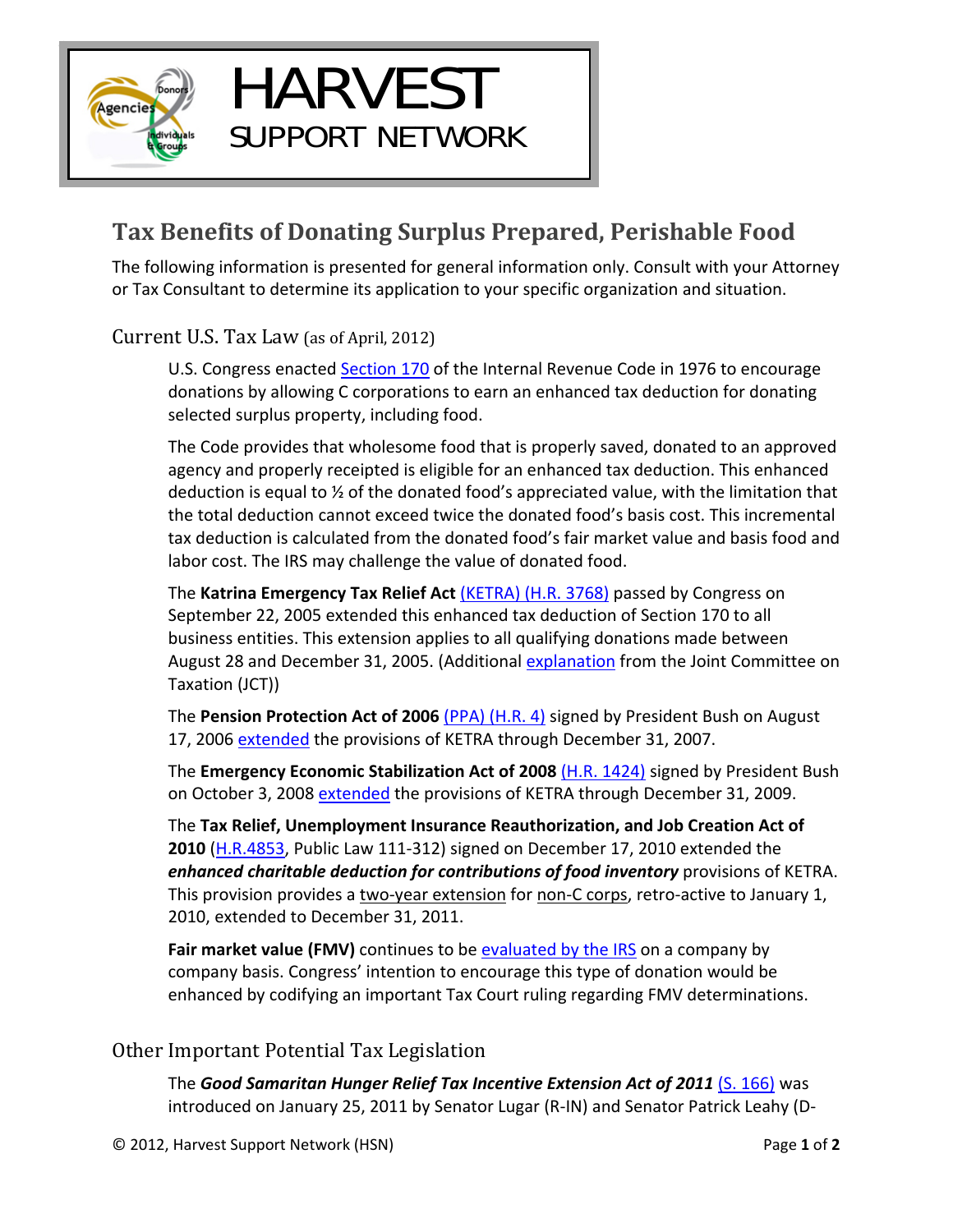# HARVEST
## SUPPORT NETWORK

## Tax Benefits of Donating Surplus Prepared, Perishable Food

The following information is presented for general information only. Consult with your Attorney or Tax Consultant to determine its application to your specific organization and situation.

### Current U.S. Tax Law (as of April, 2012)

U.S. Congress enacted Section 170 of the Internal Revenue Code in 1976 to encourage donations by allowing C corporations to earn an enhanced tax deduction for donating selected surplus property, including food.

The Code provides that wholesome food that is properly saved, donated to an approved agency and properly receipted is eligible for an enhanced tax deduction. This enhanced deduction is equal to ½ of the donated food's appreciated value, with the limitation that the total deduction cannot exceed twice the donated food's basis cost. This incremental tax deduction is calculated from the donated food's fair market value and basis food and labor cost. The IRS may challenge the value of donated food.

The **Katrina Emergency Tax Relief Act** (KETRA) (H.R. 3768) passed by Congress on September 22, 2005 extended this enhanced tax deduction of Section 170 to all business entities. This extension applies to all qualifying donations made between August 28 and December 31, 2005. (Additional explanation from the Joint Committee on Taxation (JCT))

The **Pension Protection Act of 2006** (PPA) (H.R. 4) signed by President Bush on August 17, 2006 extended the provisions of KETRA through December 31, 2007.

The **Emergency Economic Stabilization Act of 2008** (H.R. 1424) signed by President Bush on October 3, 2008 extended the provisions of KETRA through December 31, 2009.

The **Tax Relief, Unemployment Insurance Reauthorization, and Job Creation Act of 2010** (H.R.4853, Public Law 111-312) signed on December 17, 2010 extended the ***enhanced charitable deduction for contributions of food inventory*** provisions of KETRA. This provision provides a two-year extension for non-C corps, retro-active to January 1, 2010, extended to December 31, 2011.

**Fair market value (FMV)** continues to be evaluated by the IRS on a company by company basis. Congress' intention to encourage this type of donation would be enhanced by codifying an important Tax Court ruling regarding FMV determinations.

### Other Important Potential Tax Legislation

The ***Good Samaritan Hunger Relief Tax Incentive Extension Act of 2011*** (S. 166) was introduced on January 25, 2011 by Senator Lugar (R-IN) and Senator Patrick Leahy (D-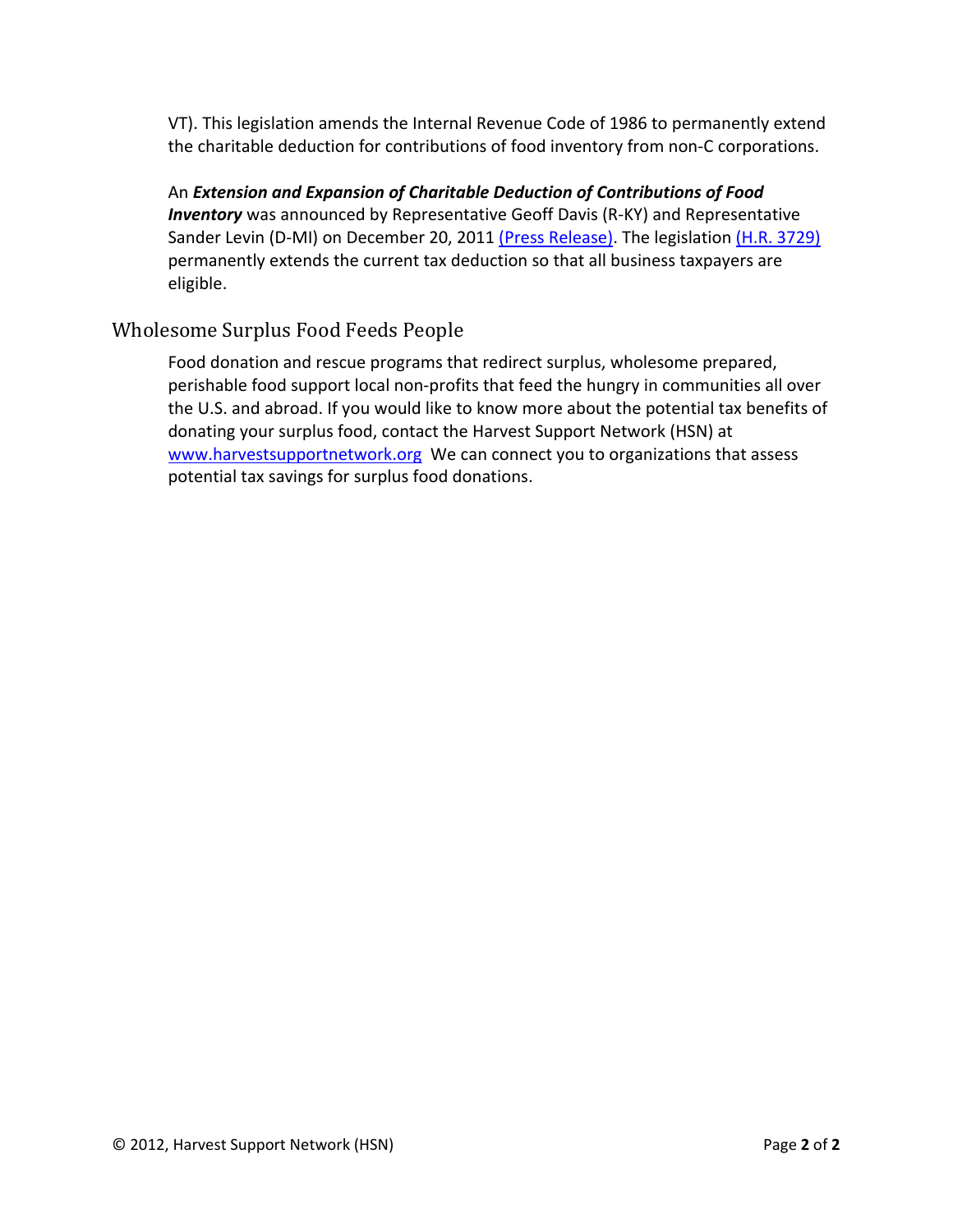VT). This legislation amends the Internal Revenue Code of 1986 to permanently extend the charitable deduction for contributions of food inventory from non-C corporations.

An ***Extension and Expansion of Charitable Deduction of Contributions of Food Inventory*** was announced by Representative Geoff Davis (R-KY) and Representative Sander Levin (D-MI) on December 20, 2011 (Press Release). The legislation (H.R. 3729) permanently extends the current tax deduction so that all business taxpayers are eligible.

## Wholesome Surplus Food Feeds People

Food donation and rescue programs that redirect surplus, wholesome prepared, perishable food support local non-profits that feed the hungry in communities all over the U.S. and abroad. If you would like to know more about the potential tax benefits of donating your surplus food, contact the Harvest Support Network (HSN) at www.harvestsupportnetwork.org We can connect you to organizations that assess potential tax savings for surplus food donations.

© 2012, Harvest Support Network (HSN)